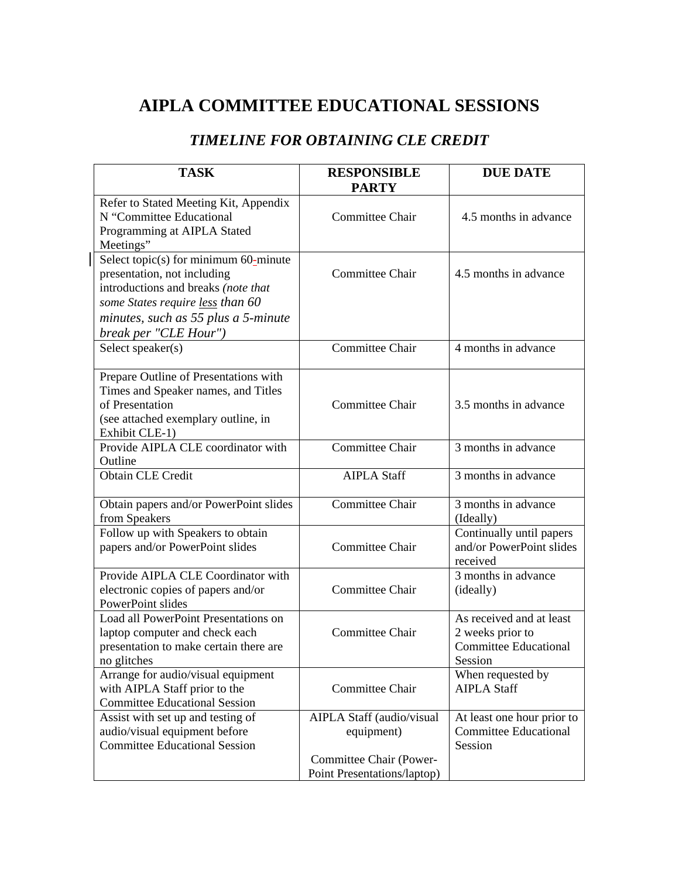# AIPLA COMMITTEE EDUCATIONAL SESSIONS

## *TIMELINE FOR OBTAINING CLE CREDIT*

| TASK | RESPONSIBLE PARTY | DUE DATE |
|---|---|---|
| Refer to Stated Meeting Kit, Appendix N "Committee Educational Programming at AIPLA Stated Meetings" | Committee Chair | 4.5 months in advance |
| Select topic(s) for minimum 60-minute presentation, not including introductions and breaks *(note that some States require <u>less</u> than 60 minutes, such as 55 plus a 5-minute break per "CLE Hour")* | Committee Chair | 4.5 months in advance |
| Select speaker(s) | Committee Chair | 4 months in advance |
| Prepare Outline of Presentations with Times and Speaker names, and Titles of Presentation (see attached exemplary outline, in Exhibit CLE-1) | Committee Chair | 3.5 months in advance |
| Provide AIPLA CLE coordinator with Outline | Committee Chair | 3 months in advance |
| Obtain CLE Credit | AIPLA Staff | 3 months in advance |
| Obtain papers and/or PowerPoint slides from Speakers | Committee Chair | 3 months in advance (Ideally) |
| Follow up with Speakers to obtain papers and/or PowerPoint slides | Committee Chair | Continually until papers and/or PowerPoint slides received |
| Provide AIPLA CLE Coordinator with electronic copies of papers and/or PowerPoint slides | Committee Chair | 3 months in advance (ideally) |
| Load all PowerPoint Presentations on laptop computer and check each presentation to make certain there are no glitches | Committee Chair | As received and at least 2 weeks prior to Committee Educational Session |
| Arrange for audio/visual equipment with AIPLA Staff prior to the Committee Educational Session | Committee Chair | When requested by AIPLA Staff |
| Assist with set up and testing of audio/visual equipment before Committee Educational Session | AIPLA Staff (audio/visual equipment)<br><br>Committee Chair (Power-Point Presentations/laptop) | At least one hour prior to Committee Educational Session |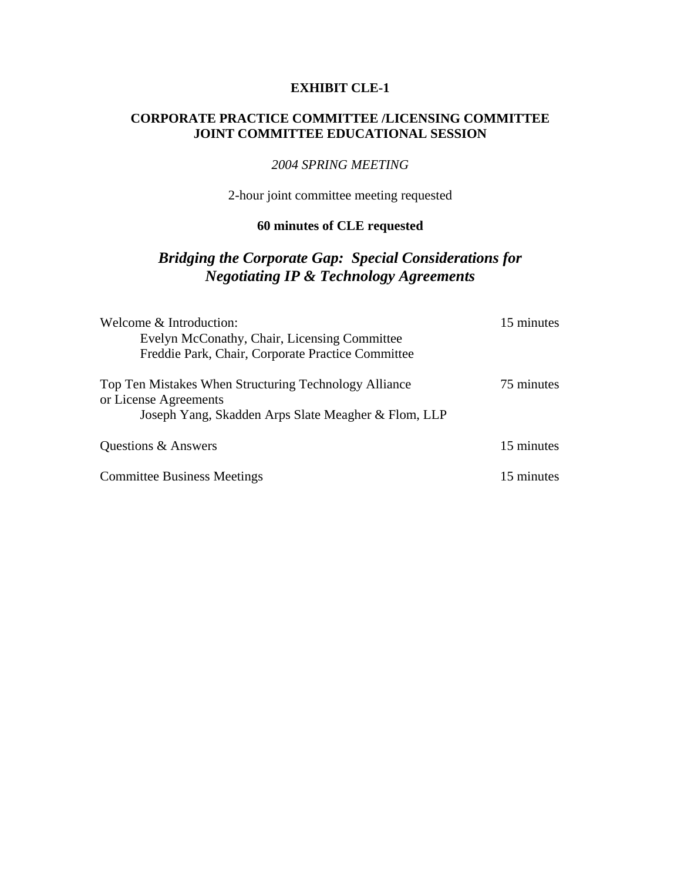**EXHIBIT CLE-1**

**CORPORATE PRACTICE COMMITTEE /LICENSING COMMITTEE**
**JOINT COMMITTEE EDUCATIONAL SESSION**

*2004 SPRING MEETING*

2-hour joint committee meeting requested

**60 minutes of CLE requested**

## *Bridging the Corporate Gap: Special Considerations for Negotiating IP & Technology Agreements*

| | |
|---|---|
| Welcome & Introduction:<br>Evelyn McConathy, Chair, Licensing Committee<br>Freddie Park, Chair, Corporate Practice Committee | 15 minutes |
| Top Ten Mistakes When Structuring Technology Alliance or License Agreements<br>Joseph Yang, Skadden Arps Slate Meagher & Flom, LLP | 75 minutes |
| Questions & Answers | 15 minutes |
| Committee Business Meetings | 15 minutes |